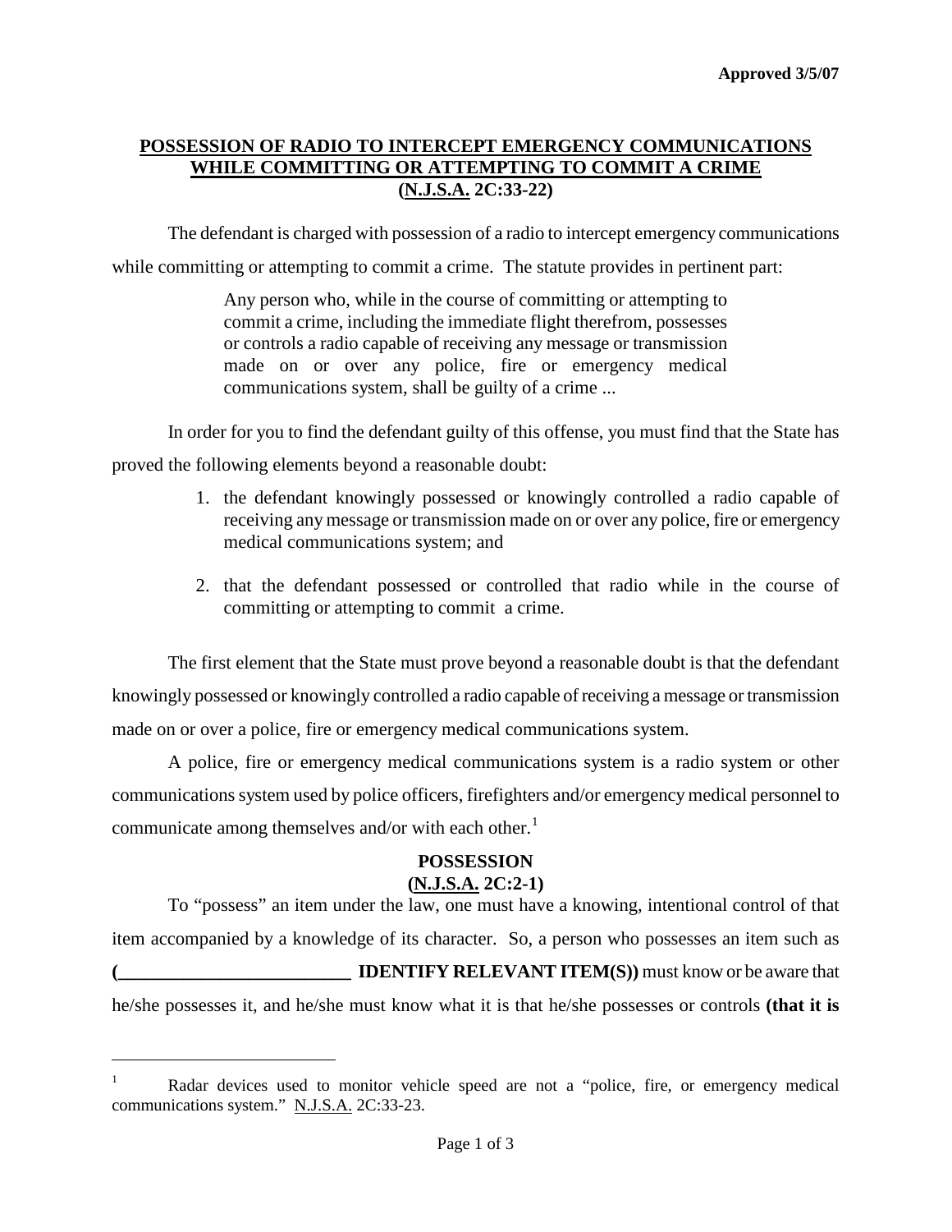Approved 3/5/07

# POSSESSION OF RADIO TO INTERCEPT EMERGENCY COMMUNICATIONS WHILE COMMITTING OR ATTEMPTING TO COMMIT A CRIME (N.J.S.A. 2C:33-22)

The defendant is charged with possession of a radio to intercept emergency communications while committing or attempting to commit a crime. The statute provides in pertinent part:

> Any person who, while in the course of committing or attempting to commit a crime, including the immediate flight therefrom, possesses or controls a radio capable of receiving any message or transmission made on or over any police, fire or emergency medical communications system, shall be guilty of a crime ...

In order for you to find the defendant guilty of this offense, you must find that the State has proved the following elements beyond a reasonable doubt:

1. the defendant knowingly possessed or knowingly controlled a radio capable of receiving any message or transmission made on or over any police, fire or emergency medical communications system; and

2. that the defendant possessed or controlled that radio while in the course of committing or attempting to commit a crime.

The first element that the State must prove beyond a reasonable doubt is that the defendant knowingly possessed or knowingly controlled a radio capable of receiving a message or transmission made on or over a police, fire or emergency medical communications system.

A police, fire or emergency medical communications system is a radio system or other communications system used by police officers, firefighters and/or emergency medical personnel to communicate among themselves and/or with each other.[1]

## POSSESSION (N.J.S.A. 2C:2-1)

To "possess" an item under the law, one must have a knowing, intentional control of that item accompanied by a knowledge of its character. So, a person who possesses an item such as **(_________________________ IDENTIFY RELEVANT ITEM(S))** must know or be aware that he/she possesses it, and he/she must know what it is that he/she possesses or controls **(that it is**

---

[1] Radar devices used to monitor vehicle speed are not a "police, fire, or emergency medical communications system." N.J.S.A. 2C:33-23.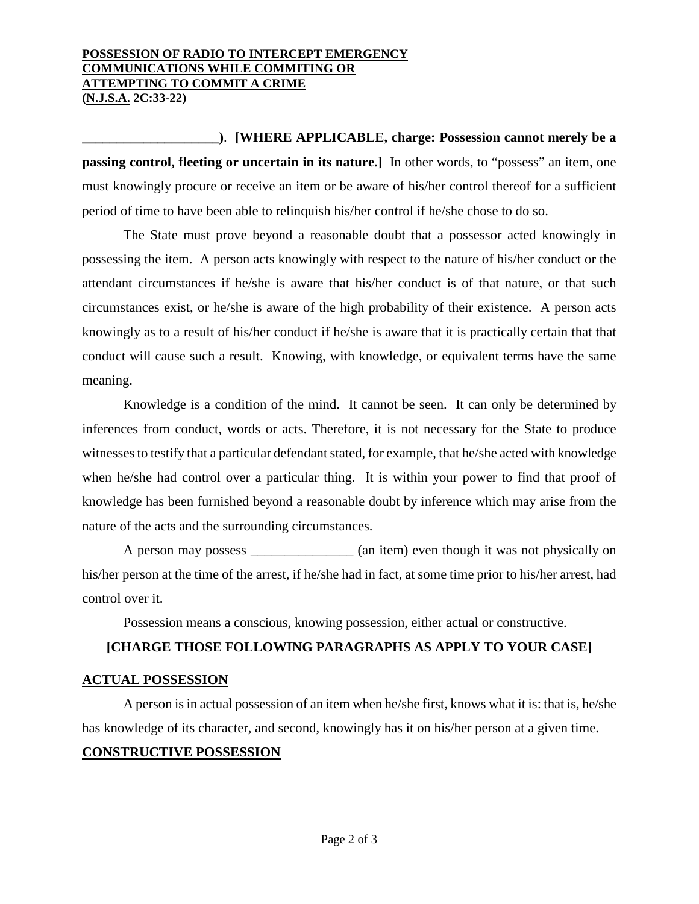**POSSESSION OF RADIO TO INTERCEPT EMERGENCY COMMUNICATIONS WHILE COMMITING OR ATTEMPTING TO COMMIT A CRIME**
**(N.J.S.A. 2C:33-22)**

**____________________)**. **[WHERE APPLICABLE, charge: Possession cannot merely be a passing control, fleeting or uncertain in its nature.]** In other words, to "possess" an item, one must knowingly procure or receive an item or be aware of his/her control thereof for a sufficient period of time to have been able to relinquish his/her control if he/she chose to do so.

The State must prove beyond a reasonable doubt that a possessor acted knowingly in possessing the item. A person acts knowingly with respect to the nature of his/her conduct or the attendant circumstances if he/she is aware that his/her conduct is of that nature, or that such circumstances exist, or he/she is aware of the high probability of their existence. A person acts knowingly as to a result of his/her conduct if he/she is aware that it is practically certain that that conduct will cause such a result. Knowing, with knowledge, or equivalent terms have the same meaning.

Knowledge is a condition of the mind. It cannot be seen. It can only be determined by inferences from conduct, words or acts. Therefore, it is not necessary for the State to produce witnesses to testify that a particular defendant stated, for example, that he/she acted with knowledge when he/she had control over a particular thing. It is within your power to find that proof of knowledge has been furnished beyond a reasonable doubt by inference which may arise from the nature of the acts and the surrounding circumstances.

A person may possess _______________ (an item) even though it was not physically on his/her person at the time of the arrest, if he/she had in fact, at some time prior to his/her arrest, had control over it.

Possession means a conscious, knowing possession, either actual or constructive.

**[CHARGE THOSE FOLLOWING PARAGRAPHS AS APPLY TO YOUR CASE]**

**ACTUAL POSSESSION**

A person is in actual possession of an item when he/she first, knows what it is: that is, he/she has knowledge of its character, and second, knowingly has it on his/her person at a given time.

**CONSTRUCTIVE POSSESSION**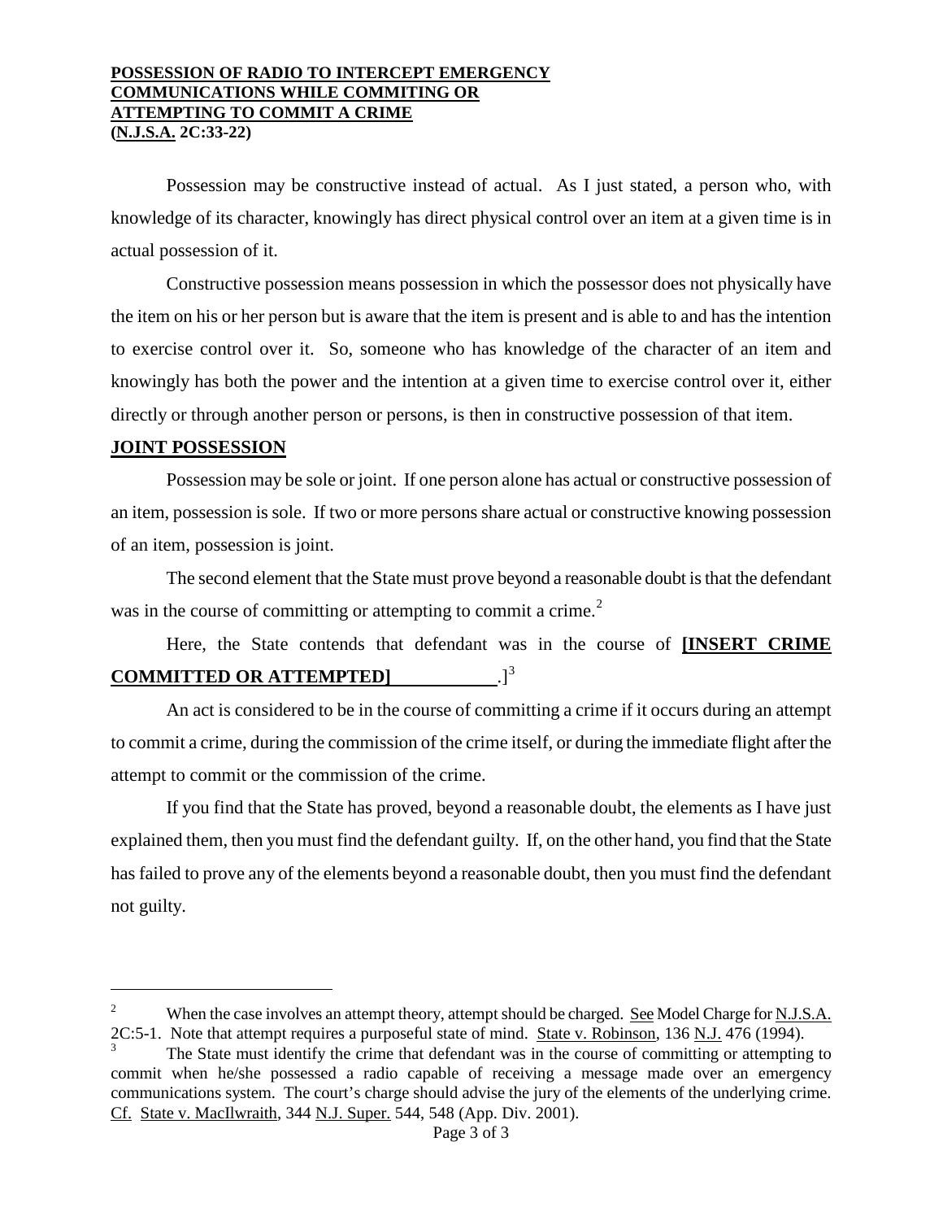**POSSESSION OF RADIO TO INTERCEPT EMERGENCY COMMUNICATIONS WHILE COMMITING OR ATTEMPTING TO COMMIT A CRIME (N.J.S.A. 2C:33-22)**

Possession may be constructive instead of actual. As I just stated, a person who, with knowledge of its character, knowingly has direct physical control over an item at a given time is in actual possession of it.

Constructive possession means possession in which the possessor does not physically have the item on his or her person but is aware that the item is present and is able to and has the intention to exercise control over it. So, someone who has knowledge of the character of an item and knowingly has both the power and the intention at a given time to exercise control over it, either directly or through another person or persons, is then in constructive possession of that item.

**JOINT POSSESSION**

Possession may be sole or joint. If one person alone has actual or constructive possession of an item, possession is sole. If two or more persons share actual or constructive knowing possession of an item, possession is joint.

The second element that the State must prove beyond a reasonable doubt is that the defendant was in the course of committing or attempting to commit a crime.[2]

Here, the State contends that defendant was in the course of **[INSERT CRIME COMMITTED OR ATTEMPTED]___________**.][3]

An act is considered to be in the course of committing a crime if it occurs during an attempt to commit a crime, during the commission of the crime itself, or during the immediate flight after the attempt to commit or the commission of the crime.

If you find that the State has proved, beyond a reasonable doubt, the elements as I have just explained them, then you must find the defendant guilty. If, on the other hand, you find that the State has failed to prove any of the elements beyond a reasonable doubt, then you must find the defendant not guilty.

---

[2] When the case involves an attempt theory, attempt should be charged. See Model Charge for N.J.S.A. 2C:5-1. Note that attempt requires a purposeful state of mind. State v. Robinson, 136 N.J. 476 (1994).

[3] The State must identify the crime that defendant was in the course of committing or attempting to commit when he/she possessed a radio capable of receiving a message made over an emergency communications system. The court's charge should advise the jury of the elements of the underlying crime. Cf. State v. MacIlwraith, 344 N.J. Super. 544, 548 (App. Div. 2001).